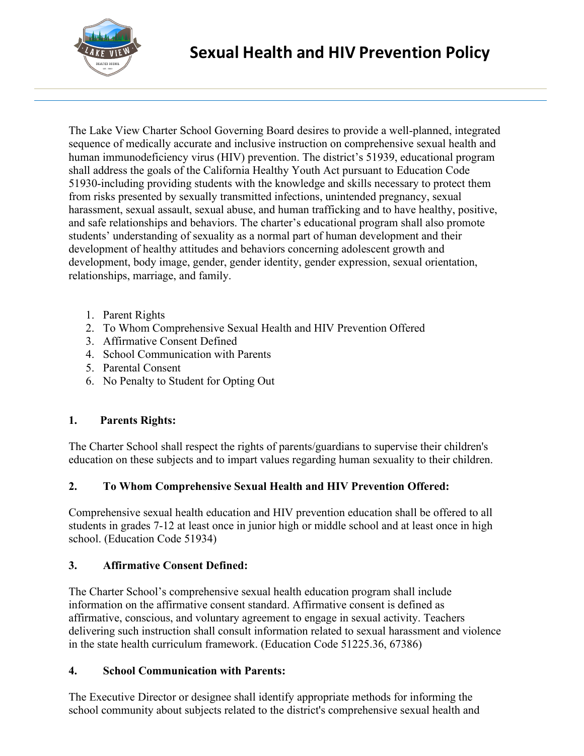# Sexual Health and HIV Prevention Policy

The Lake View Charter School Governing Board desires to provide a well-planned, integrated sequence of medically accurate and inclusive instruction on comprehensive sexual health and human immunodeficiency virus (HIV) prevention. The district's 51939, educational program shall address the goals of the California Healthy Youth Act pursuant to Education Code 51930-including providing students with the knowledge and skills necessary to protect them from risks presented by sexually transmitted infections, unintended pregnancy, sexual harassment, sexual assault, sexual abuse, and human trafficking and to have healthy, positive, and safe relationships and behaviors. The charter's educational program shall also promote students' understanding of sexuality as a normal part of human development and their development of healthy attitudes and behaviors concerning adolescent growth and development, body image, gender, gender identity, gender expression, sexual orientation, relationships, marriage, and family.

1. Parent Rights
2. To Whom Comprehensive Sexual Health and HIV Prevention Offered
3. Affirmative Consent Defined
4. School Communication with Parents
5. Parental Consent
6. No Penalty to Student for Opting Out

**1. Parents Rights:**

The Charter School shall respect the rights of parents/guardians to supervise their children's education on these subjects and to impart values regarding human sexuality to their children.

**2. To Whom Comprehensive Sexual Health and HIV Prevention Offered:**

Comprehensive sexual health education and HIV prevention education shall be offered to all students in grades 7-12 at least once in junior high or middle school and at least once in high school. (Education Code 51934)

**3. Affirmative Consent Defined:**

The Charter School's comprehensive sexual health education program shall include information on the affirmative consent standard. Affirmative consent is defined as affirmative, conscious, and voluntary agreement to engage in sexual activity. Teachers delivering such instruction shall consult information related to sexual harassment and violence in the state health curriculum framework. (Education Code 51225.36, 67386)

**4. School Communication with Parents:**

The Executive Director or designee shall identify appropriate methods for informing the school community about subjects related to the district's comprehensive sexual health and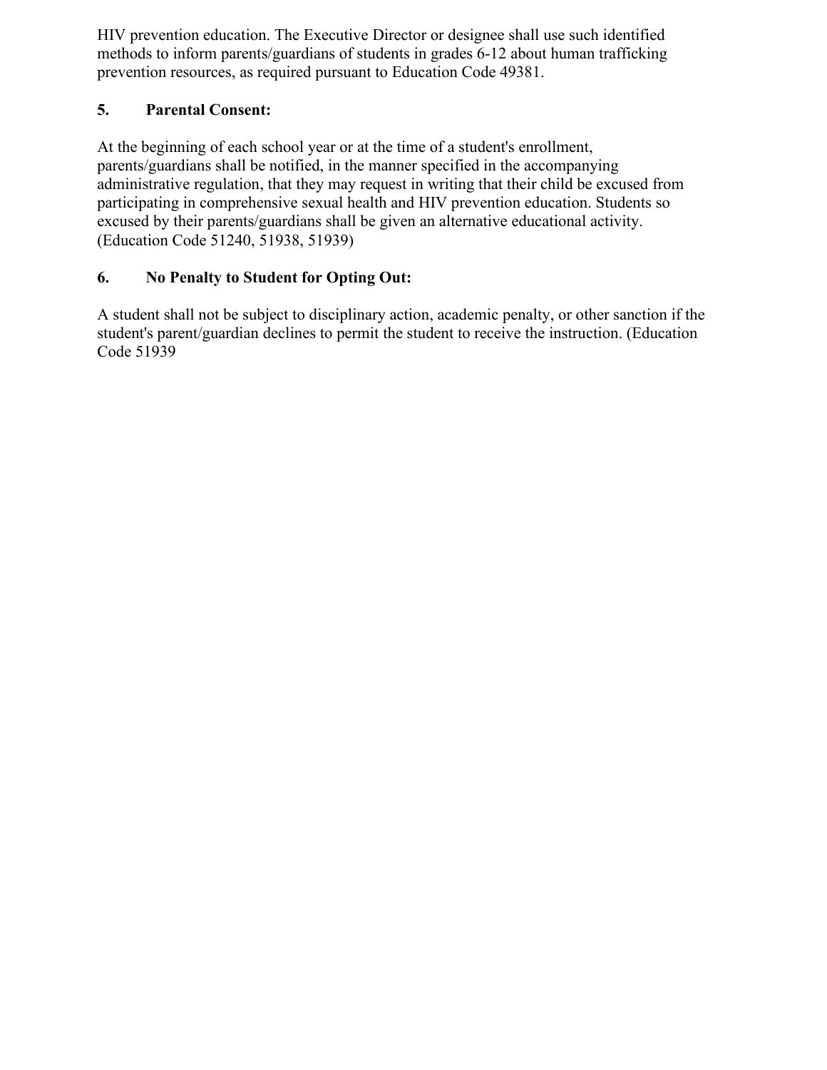HIV prevention education. The Executive Director or designee shall use such identified methods to inform parents/guardians of students in grades 6-12 about human trafficking prevention resources, as required pursuant to Education Code 49381.

**5. Parental Consent:**

At the beginning of each school year or at the time of a student's enrollment, parents/guardians shall be notified, in the manner specified in the accompanying administrative regulation, that they may request in writing that their child be excused from participating in comprehensive sexual health and HIV prevention education. Students so excused by their parents/guardians shall be given an alternative educational activity. (Education Code 51240, 51938, 51939)

**6. No Penalty to Student for Opting Out:**

A student shall not be subject to disciplinary action, academic penalty, or other sanction if the student's parent/guardian declines to permit the student to receive the instruction. (Education Code 51939